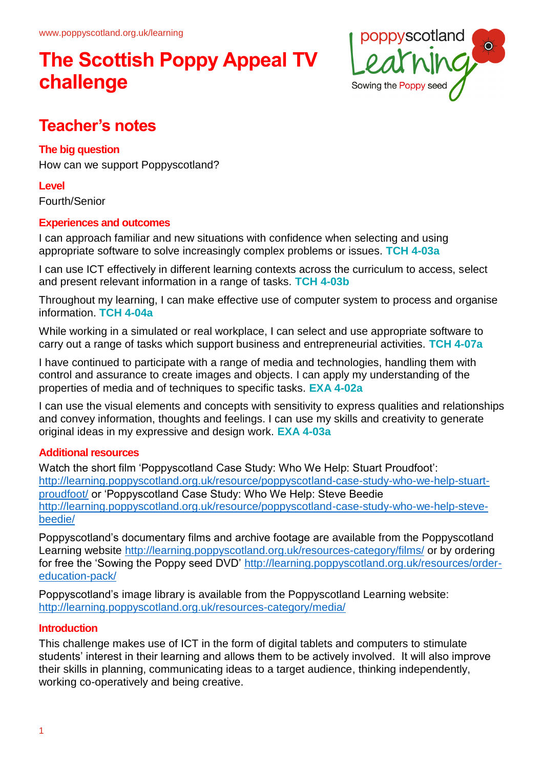www.poppyscotland.org.uk/learning

# The Scottish Poppy Appeal TV challenge

## Teacher's notes

### The big question

How can we support Poppyscotland?

### Level

Fourth/Senior

### Experiences and outcomes

I can approach familiar and new situations with confidence when selecting and using appropriate software to solve increasingly complex problems or issues. **TCH 4-03a**

I can use ICT effectively in different learning contexts across the curriculum to access, select and present relevant information in a range of tasks. **TCH 4-03b**

Throughout my learning, I can make effective use of computer system to process and organise information. **TCH 4-04a**

While working in a simulated or real workplace, I can select and use appropriate software to carry out a range of tasks which support business and entrepreneurial activities. **TCH 4-07a**

I have continued to participate with a range of media and technologies, handling them with control and assurance to create images and objects. I can apply my understanding of the properties of media and of techniques to specific tasks. **EXA 4-02a**

I can use the visual elements and concepts with sensitivity to express qualities and relationships and convey information, thoughts and feelings. I can use my skills and creativity to generate original ideas in my expressive and design work. **EXA 4-03a**

### Additional resources

Watch the short film 'Poppyscotland Case Study: Who We Help: Stuart Proudfoot': http://learning.poppyscotland.org.uk/resource/poppyscotland-case-study-who-we-help-stuart-proudfoot/ or 'Poppyscotland Case Study: Who We Help: Steve Beedie http://learning.poppyscotland.org.uk/resource/poppyscotland-case-study-who-we-help-steve-beedie/

Poppyscotland's documentary films and archive footage are available from the Poppyscotland Learning website http://learning.poppyscotland.org.uk/resources-category/films/ or by ordering for free the 'Sowing the Poppy seed DVD' http://learning.poppyscotland.org.uk/resources/order-education-pack/

Poppyscotland's image library is available from the Poppyscotland Learning website: http://learning.poppyscotland.org.uk/resources-category/media/

### Introduction

This challenge makes use of ICT in the form of digital tablets and computers to stimulate students' interest in their learning and allows them to be actively involved. It will also improve their skills in planning, communicating ideas to a target audience, thinking independently, working co-operatively and being creative.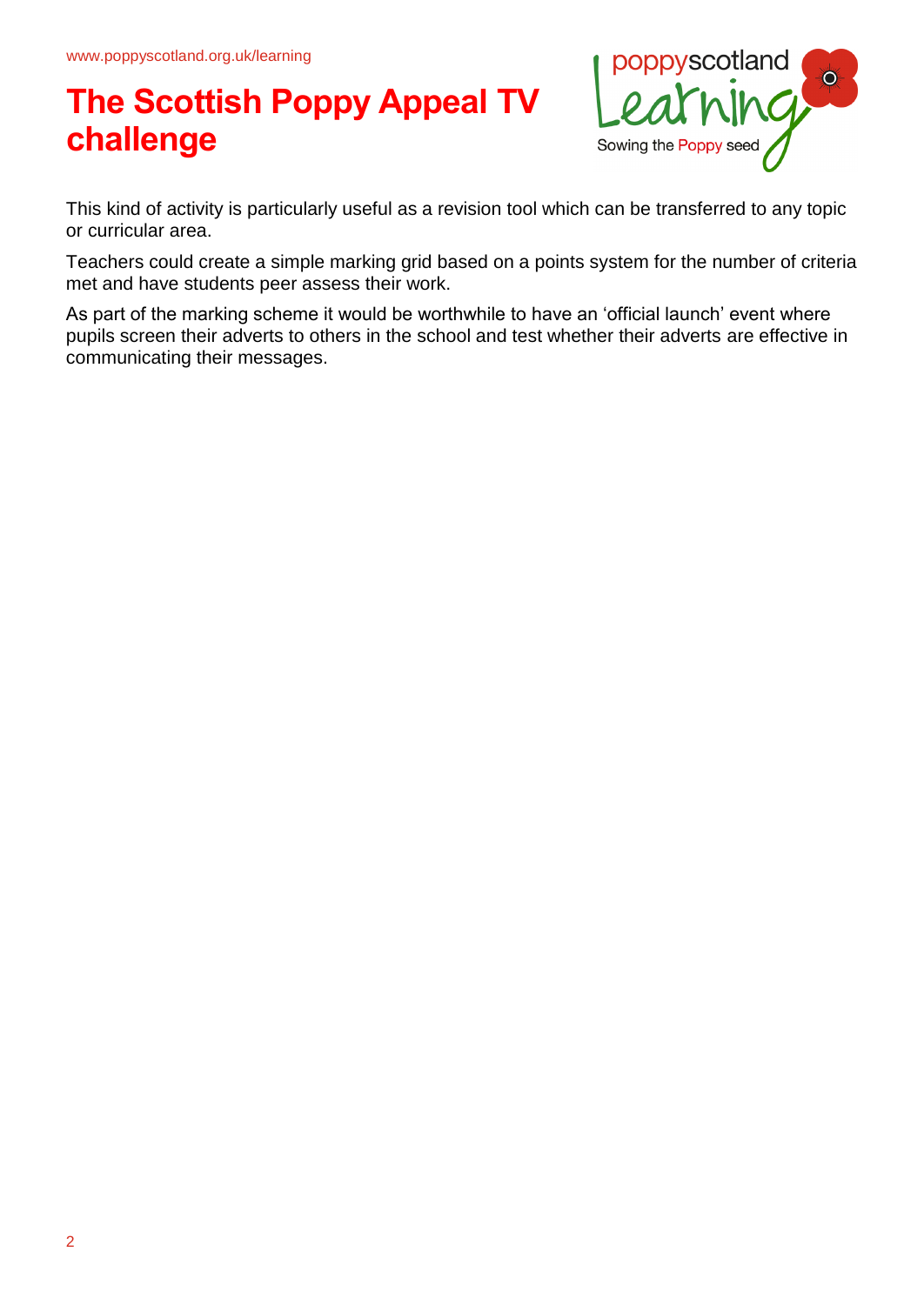# The Scottish Poppy Appeal TV challenge

This kind of activity is particularly useful as a revision tool which can be transferred to any topic or curricular area.

Teachers could create a simple marking grid based on a points system for the number of criteria met and have students peer assess their work.

As part of the marking scheme it would be worthwhile to have an 'official launch' event where pupils screen their adverts to others in the school and test whether their adverts are effective in communicating their messages.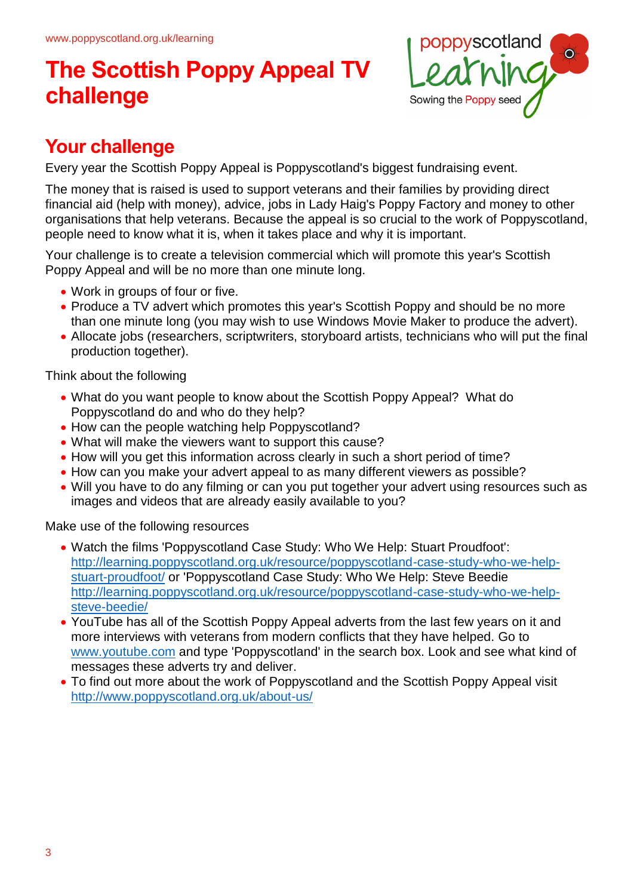# The Scottish Poppy Appeal TV challenge

## Your challenge

Every year the Scottish Poppy Appeal is Poppyscotland's biggest fundraising event.

The money that is raised is used to support veterans and their families by providing direct financial aid (help with money), advice, jobs in Lady Haig's Poppy Factory and money to other organisations that help veterans. Because the appeal is so crucial to the work of Poppyscotland, people need to know what it is, when it takes place and why it is important.

Your challenge is to create a television commercial which will promote this year's Scottish Poppy Appeal and will be no more than one minute long.

- Work in groups of four or five.
- Produce a TV advert which promotes this year's Scottish Poppy and should be no more than one minute long (you may wish to use Windows Movie Maker to produce the advert).
- Allocate jobs (researchers, scriptwriters, storyboard artists, technicians who will put the final production together).

Think about the following

- What do you want people to know about the Scottish Poppy Appeal? What do Poppyscotland do and who do they help?
- How can the people watching help Poppyscotland?
- What will make the viewers want to support this cause?
- How will you get this information across clearly in such a short period of time?
- How can you make your advert appeal to as many different viewers as possible?
- Will you have to do any filming or can you put together your advert using resources such as images and videos that are already easily available to you?

Make use of the following resources

- Watch the films 'Poppyscotland Case Study: Who We Help: Stuart Proudfoot': http://learning.poppyscotland.org.uk/resource/poppyscotland-case-study-who-we-help-stuart-proudfoot/ or 'Poppyscotland Case Study: Who We Help: Steve Beedie http://learning.poppyscotland.org.uk/resource/poppyscotland-case-study-who-we-help-steve-beedie/
- YouTube has all of the Scottish Poppy Appeal adverts from the last few years on it and more interviews with veterans from modern conflicts that they have helped. Go to www.youtube.com and type 'Poppyscotland' in the search box. Look and see what kind of messages these adverts try and deliver.
- To find out more about the work of Poppyscotland and the Scottish Poppy Appeal visit http://www.poppyscotland.org.uk/about-us/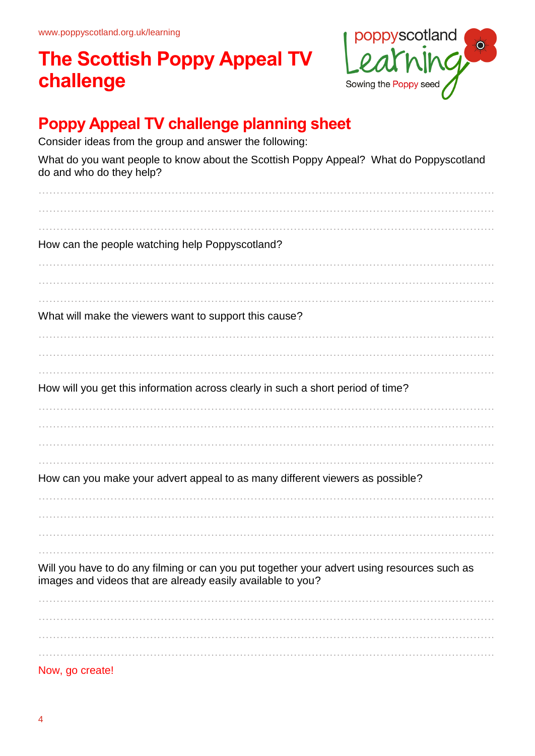www.poppyscotland.org.uk/learning

# The Scottish Poppy Appeal TV challenge

## Poppy Appeal TV challenge planning sheet

Consider ideas from the group and answer the following:

What do you want people to know about the Scottish Poppy Appeal? What do Poppyscotland do and who do they help?

.......................................................................................................................................

.......................................................................................................................................

.......................................................................................................................................

How can the people watching help Poppyscotland?

.......................................................................................................................................

.......................................................................................................................................

.......................................................................................................................................

What will make the viewers want to support this cause?

.......................................................................................................................................

.......................................................................................................................................

.......................................................................................................................................

How will you get this information across clearly in such a short period of time?

.......................................................................................................................................

.......................................................................................................................................

.......................................................................................................................................

.......................................................................................................................................

How can you make your advert appeal to as many different viewers as possible?

.......................................................................................................................................

.......................................................................................................................................

.......................................................................................................................................

.......................................................................................................................................

Will you have to do any filming or can you put together your advert using resources such as images and videos that are already easily available to you?

.......................................................................................................................................

.......................................................................................................................................

.......................................................................................................................................

.......................................................................................................................................

Now, go create!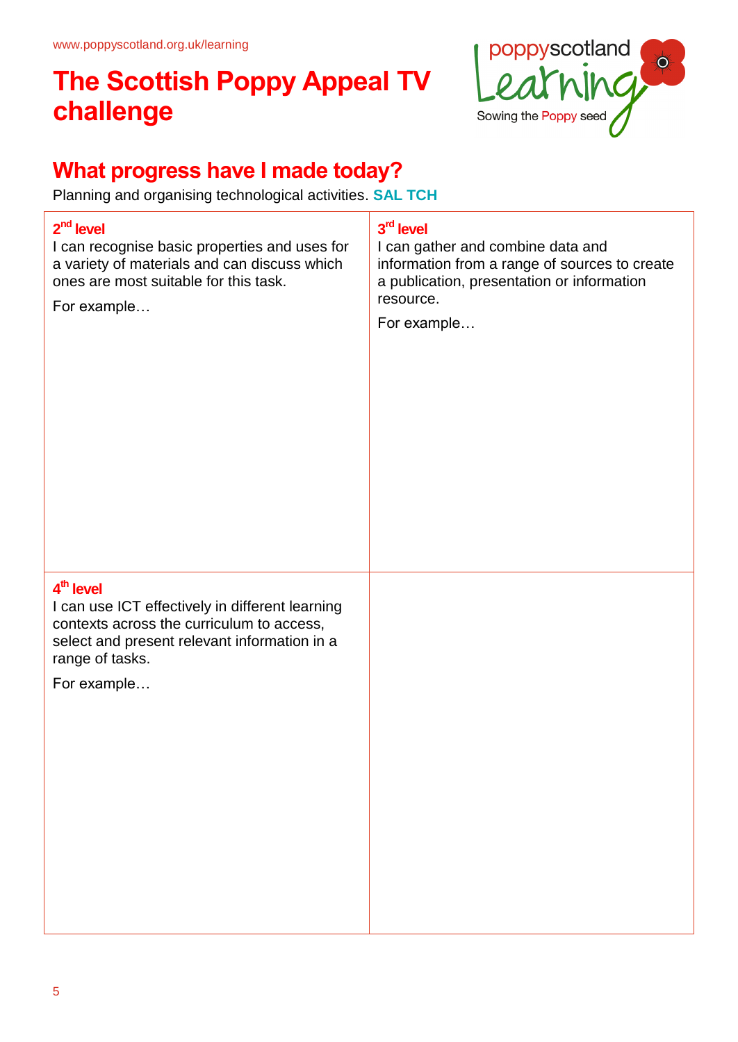# The Scottish Poppy Appeal TV challenge

## What progress have I made today?

Planning and organising technological activities. **SAL TCH**

| **2nd level**<br>I can recognise basic properties and uses for a variety of materials and can discuss which ones are most suitable for this task.<br><br>For example… | **3rd level**<br>I can gather and combine data and information from a range of sources to create a publication, presentation or information resource.<br><br>For example… |
|---|---|
| **4th level**<br>I can use ICT effectively in different learning contexts across the curriculum to access, select and present relevant information in a range of tasks.<br><br>For example… | |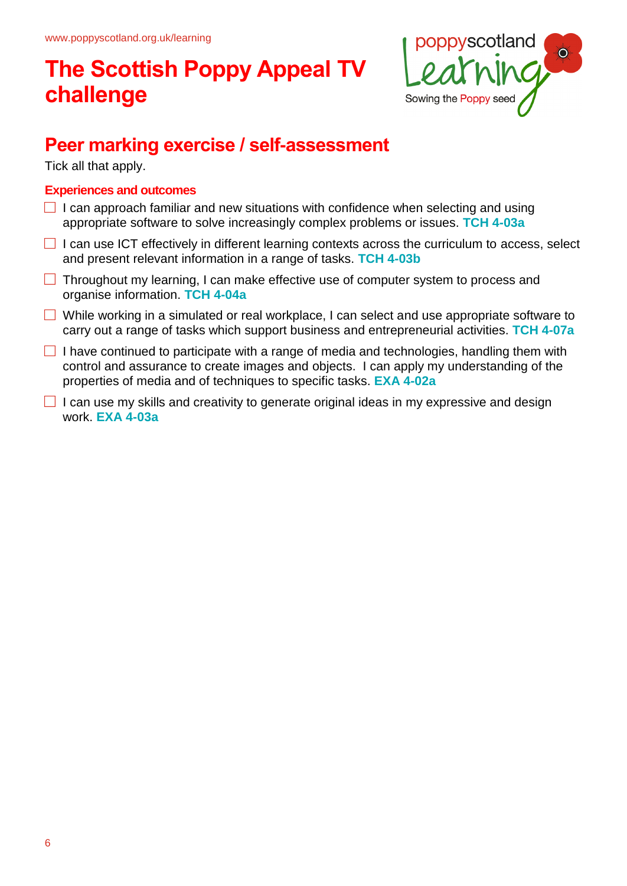www.poppyscotland.org.uk/learning

# The Scottish Poppy Appeal TV challenge

poppyscotland Learning
Sowing the Poppy seed

## Peer marking exercise / self-assessment

Tick all that apply.

### Experiences and outcomes

- ☐ I can approach familiar and new situations with confidence when selecting and using appropriate software to solve increasingly complex problems or issues. **TCH 4-03a**
- ☐ I can use ICT effectively in different learning contexts across the curriculum to access, select and present relevant information in a range of tasks. **TCH 4-03b**
- ☐ Throughout my learning, I can make effective use of computer system to process and organise information. **TCH 4-04a**
- ☐ While working in a simulated or real workplace, I can select and use appropriate software to carry out a range of tasks which support business and entrepreneurial activities. **TCH 4-07a**
- ☐ I have continued to participate with a range of media and technologies, handling them with control and assurance to create images and objects. I can apply my understanding of the properties of media and of techniques to specific tasks. **EXA 4-02a**
- ☐ I can use my skills and creativity to generate original ideas in my expressive and design work. **EXA 4-03a**